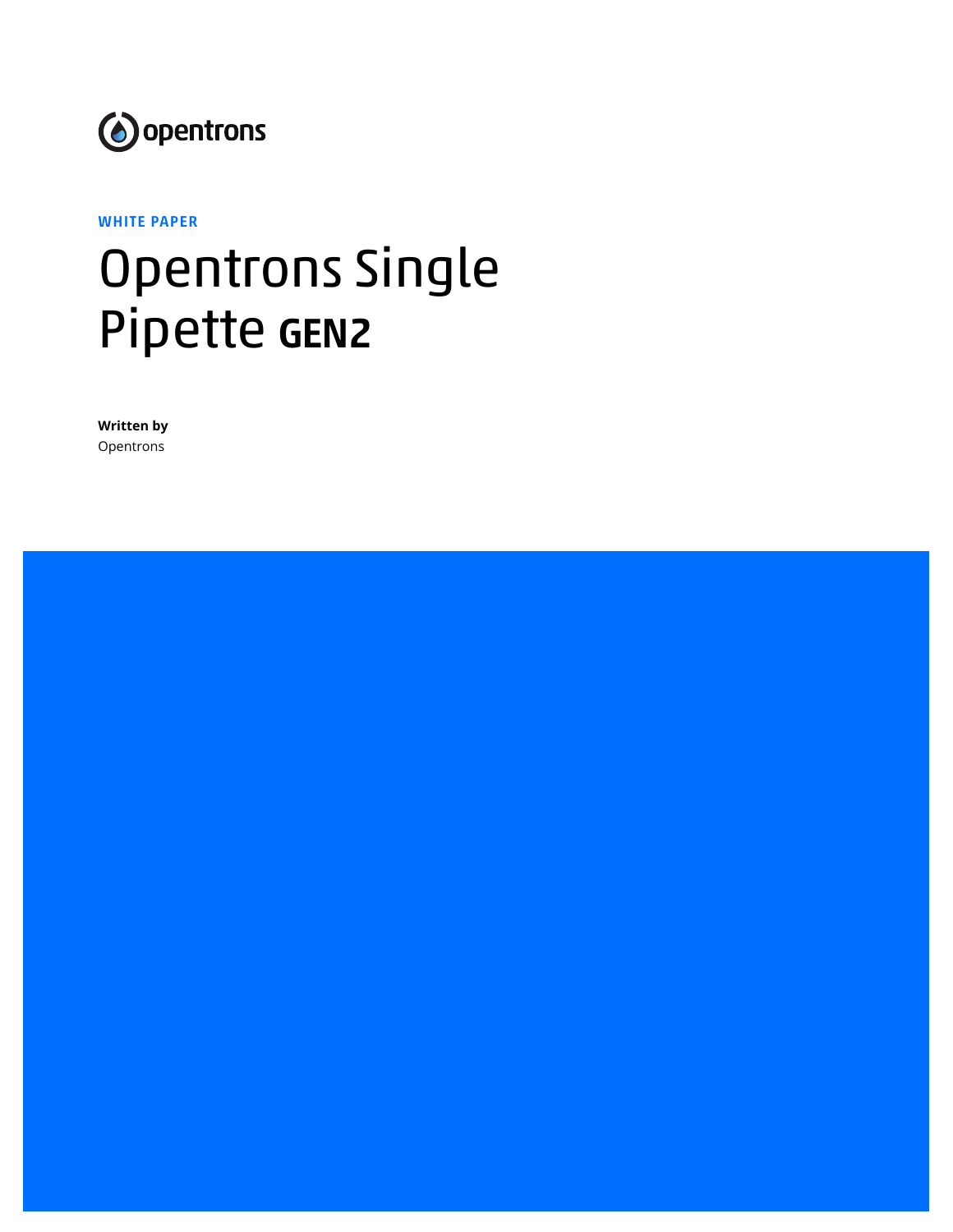opentrons

WHITE PAPER

# Opentrons Single Pipette GEN2

**Written by**
Opentrons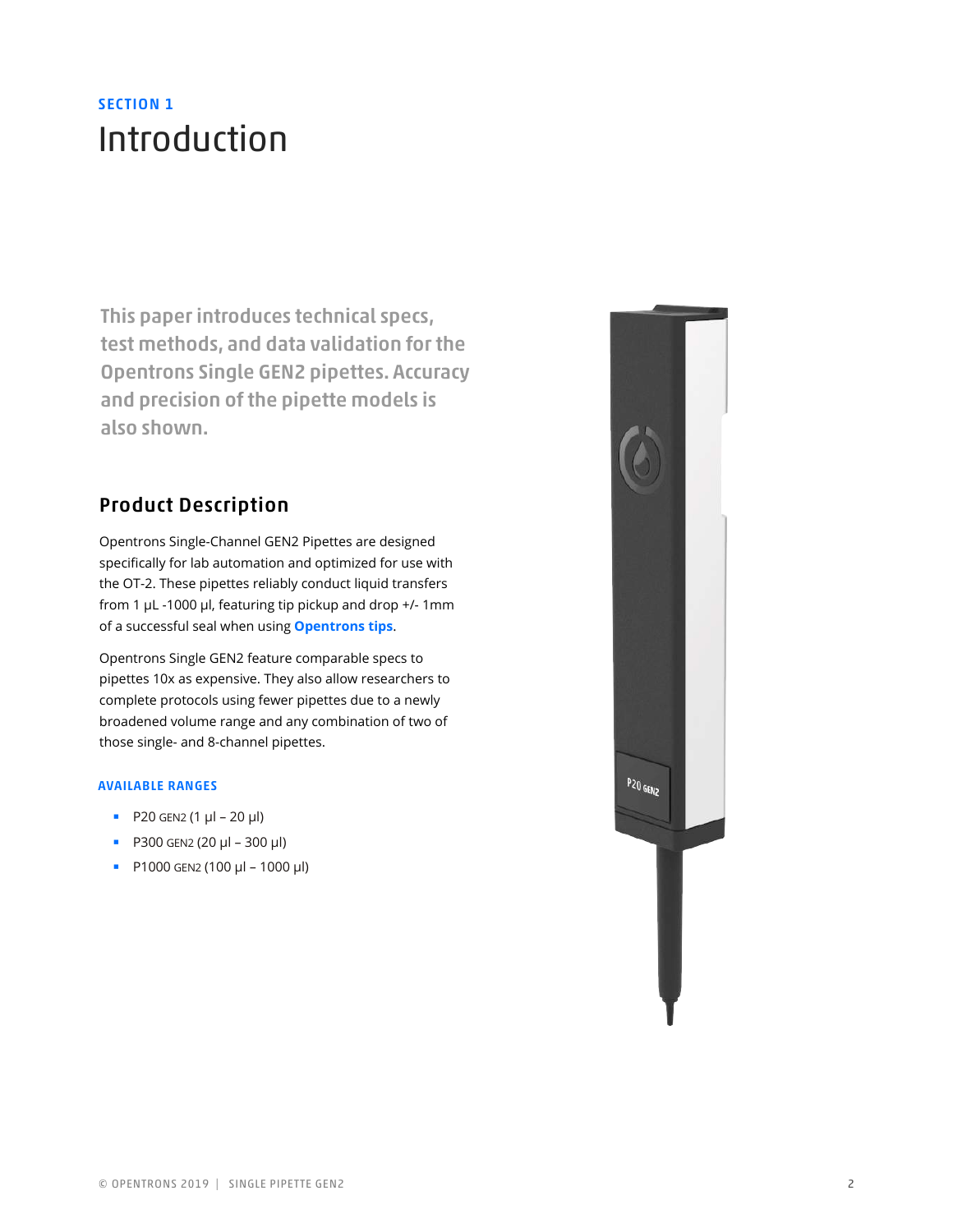SECTION 1

# Introduction

**This paper introduces technical specs, test methods, and data validation for the Opentrons Single GEN2 pipettes. Accuracy and precision of the pipette models is also shown.**

## Product Description

Opentrons Single-Channel GEN2 Pipettes are designed specifically for lab automation and optimized for use with the OT-2. These pipettes reliably conduct liquid transfers from 1 µL -1000 µl, featuring tip pickup and drop +/- 1mm of a successful seal when using **Opentrons tips**.

Opentrons Single GEN2 feature comparable specs to pipettes 10x as expensive. They also allow researchers to complete protocols using fewer pipettes due to a newly broadened volume range and any combination of two of those single- and 8-channel pipettes.

### AVAILABLE RANGES

- P20 GEN2 (1 µl – 20 µl)
- P300 GEN2 (20 µl – 300 µl)
- P1000 GEN2 (100 µl – 1000 µl)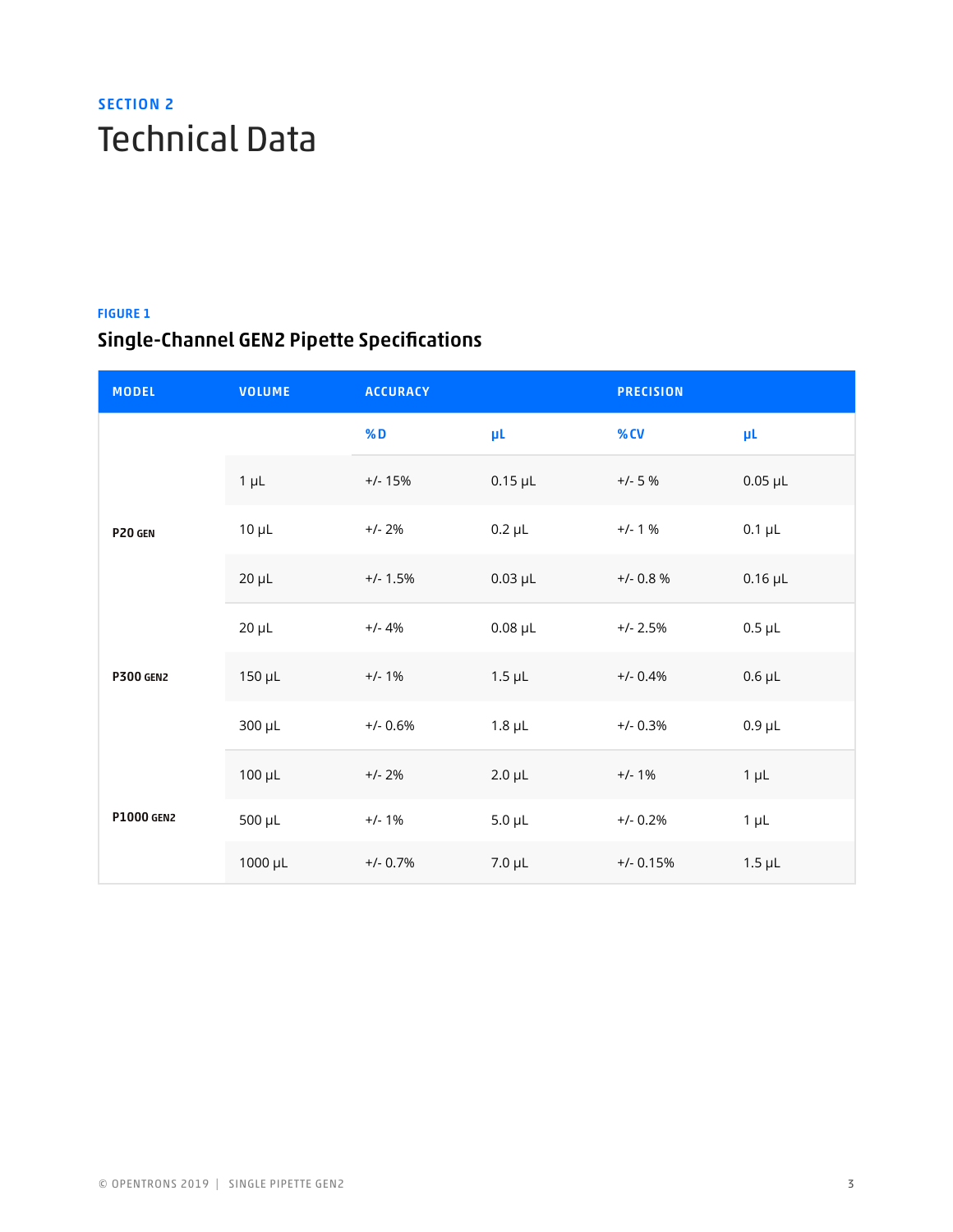SECTION 2

# Technical Data

FIGURE 1

## Single-Channel GEN2 Pipette Specifications

| MODEL | VOLUME | ACCURACY | | PRECISION | |
|---|---|---|---|---|---|
| | | %D | µL | %CV | µL |
| P20 GEN | 1 µL | +/- 15% | 0.15 µL | +/- 5 % | 0.05 µL |
| | 10 µL | +/- 2% | 0.2 µL | +/- 1 % | 0.1 µL |
| | 20 µL | +/- 1.5% | 0.03 µL | +/- 0.8 % | 0.16 µL |
| P300 GEN2 | 20 µL | +/- 4% | 0.08 µL | +/- 2.5% | 0.5 µL |
| | 150 µL | +/- 1% | 1.5 µL | +/- 0.4% | 0.6 µL |
| | 300 µL | +/- 0.6% | 1.8 µL | +/- 0.3% | 0.9 µL |
| P1000 GEN2 | 100 µL | +/- 2% | 2.0 µL | +/- 1% | 1 µL |
| | 500 µL | +/- 1% | 5.0 µL | +/- 0.2% | 1 µL |
| | 1000 µL | +/- 0.7% | 7.0 µL | +/- 0.15% | 1.5 µL |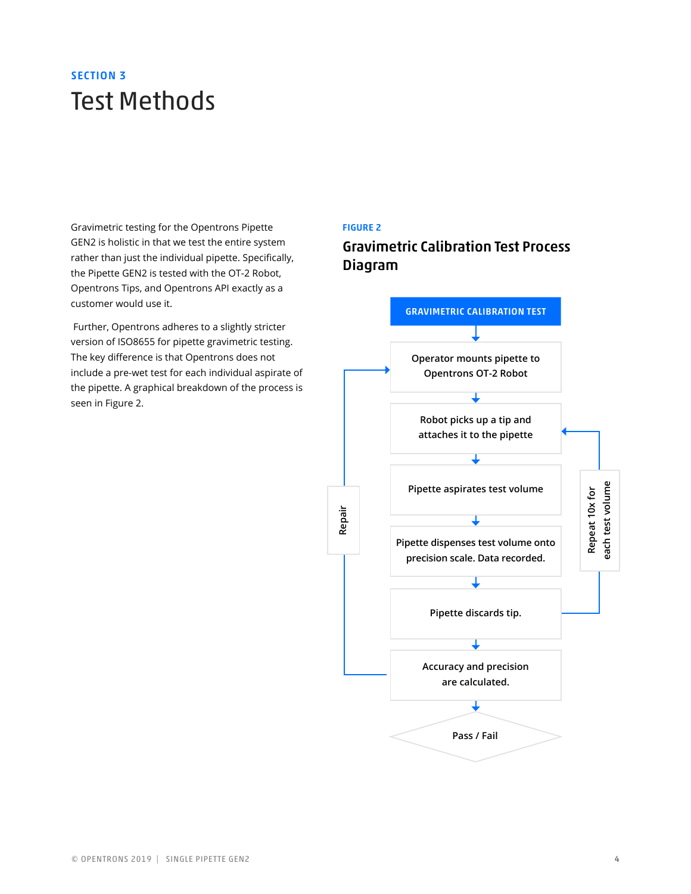## SECTION 3

# Test Methods

Gravimetric testing for the Opentrons Pipette GEN2 is holistic in that we test the entire system rather than just the individual pipette. Specifically, the Pipette GEN2 is tested with the OT-2 Robot, Opentrons Tips, and Opentrons API exactly as a customer would use it.

Further, Opentrons adheres to a slightly stricter version of ISO8655 for pipette gravimetric testing. The key difference is that Opentrons does not include a pre-wet test for each individual aspirate of the pipette. A graphical breakdown of the process is seen in Figure 2.

**FIGURE 2**

### Gravimetric Calibration Test Process Diagram

GRAVIMETRIC CALIBRATION TEST

Operator mounts pipette to Opentrons OT-2 Robot

Robot picks up a tip and attaches it to the pipette

Pipette aspirates test volume

Pipette dispenses test volume onto precision scale. Data recorded.

Pipette discards tip.

Accuracy and precision are calculated.

Pass / Fail

Repair

Repeat 10x for each test volume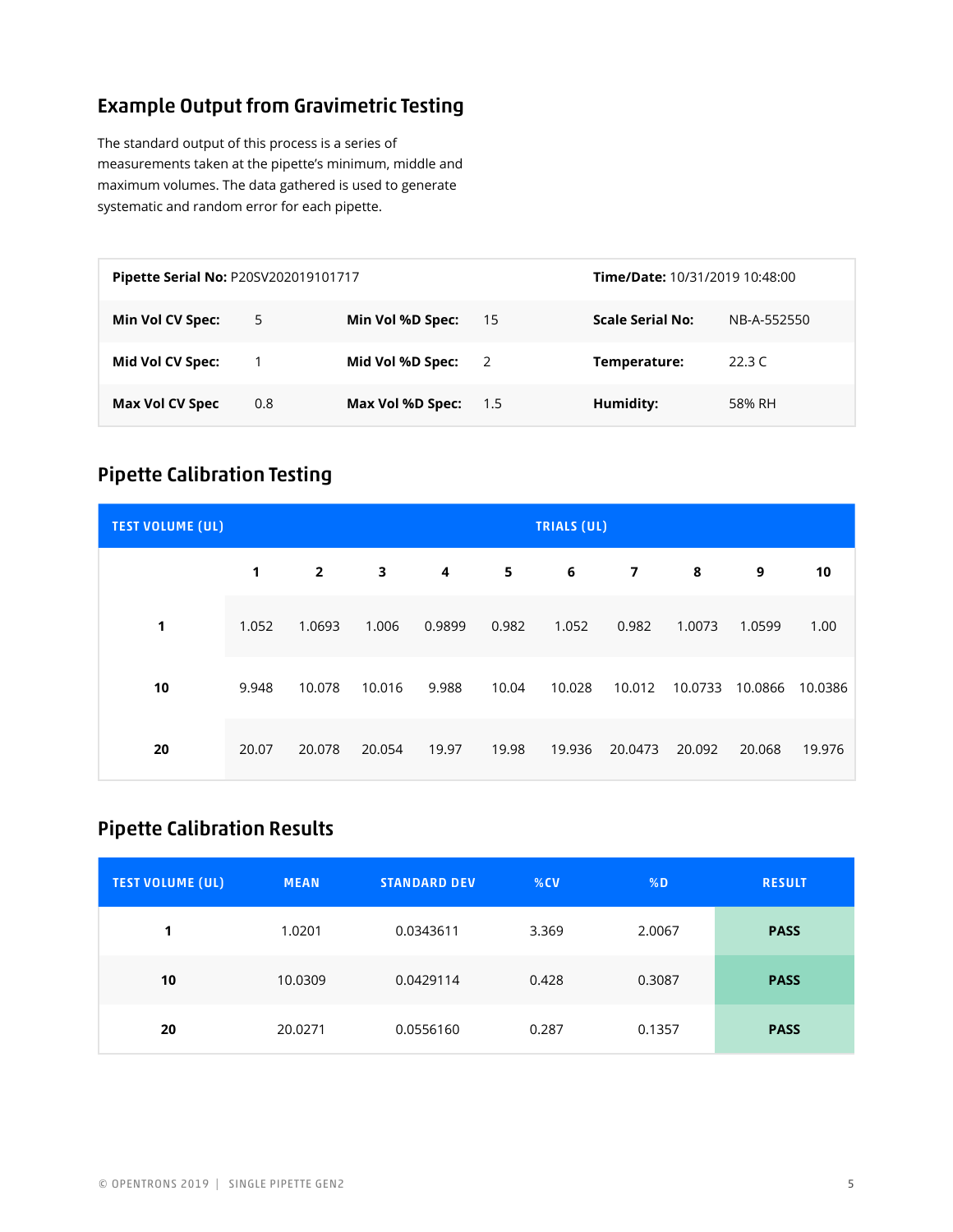## Example Output from Gravimetric Testing

The standard output of this process is a series of measurements taken at the pipette's minimum, middle and maximum volumes. The data gathered is used to generate systematic and random error for each pipette.

| **Pipette Serial No:** P20SV202019101717 | | | | **Time/Date:** 10/31/2019 10:48:00 | |
|---|---|---|---|---|---|
| **Min Vol CV Spec:** | 5 | **Min Vol %D Spec:** | 15 | **Scale Serial No:** | NB-A-552550 |
| **Mid Vol CV Spec:** | 1 | **Mid Vol %D Spec:** | 2 | **Temperature:** | 22.3 C |
| **Max Vol CV Spec** | 0.8 | **Max Vol %D Spec:** | 1.5 | **Humidity:** | 58% RH |

## Pipette Calibration Testing

| TEST VOLUME (UL) | TRIALS (UL) | | | | | | | | | |
|---|---|---|---|---|---|---|---|---|---|---|
| | **1** | **2** | **3** | **4** | **5** | **6** | **7** | **8** | **9** | **10** |
| **1** | 1.052 | 1.0693 | 1.006 | 0.9899 | 0.982 | 1.052 | 0.982 | 1.0073 | 1.0599 | 1.00 |
| **10** | 9.948 | 10.078 | 10.016 | 9.988 | 10.04 | 10.028 | 10.012 | 10.0733 | 10.0866 | 10.0386 |
| **20** | 20.07 | 20.078 | 20.054 | 19.97 | 19.98 | 19.936 | 20.0473 | 20.092 | 20.068 | 19.976 |

## Pipette Calibration Results

| TEST VOLUME (UL) | MEAN | STANDARD DEV | %CV | %D | RESULT |
|---|---|---|---|---|---|
| **1** | 1.0201 | 0.0343611 | 3.369 | 2.0067 | **PASS** |
| **10** | 10.0309 | 0.0429114 | 0.428 | 0.3087 | **PASS** |
| **20** | 20.0271 | 0.0556160 | 0.287 | 0.1357 | **PASS** |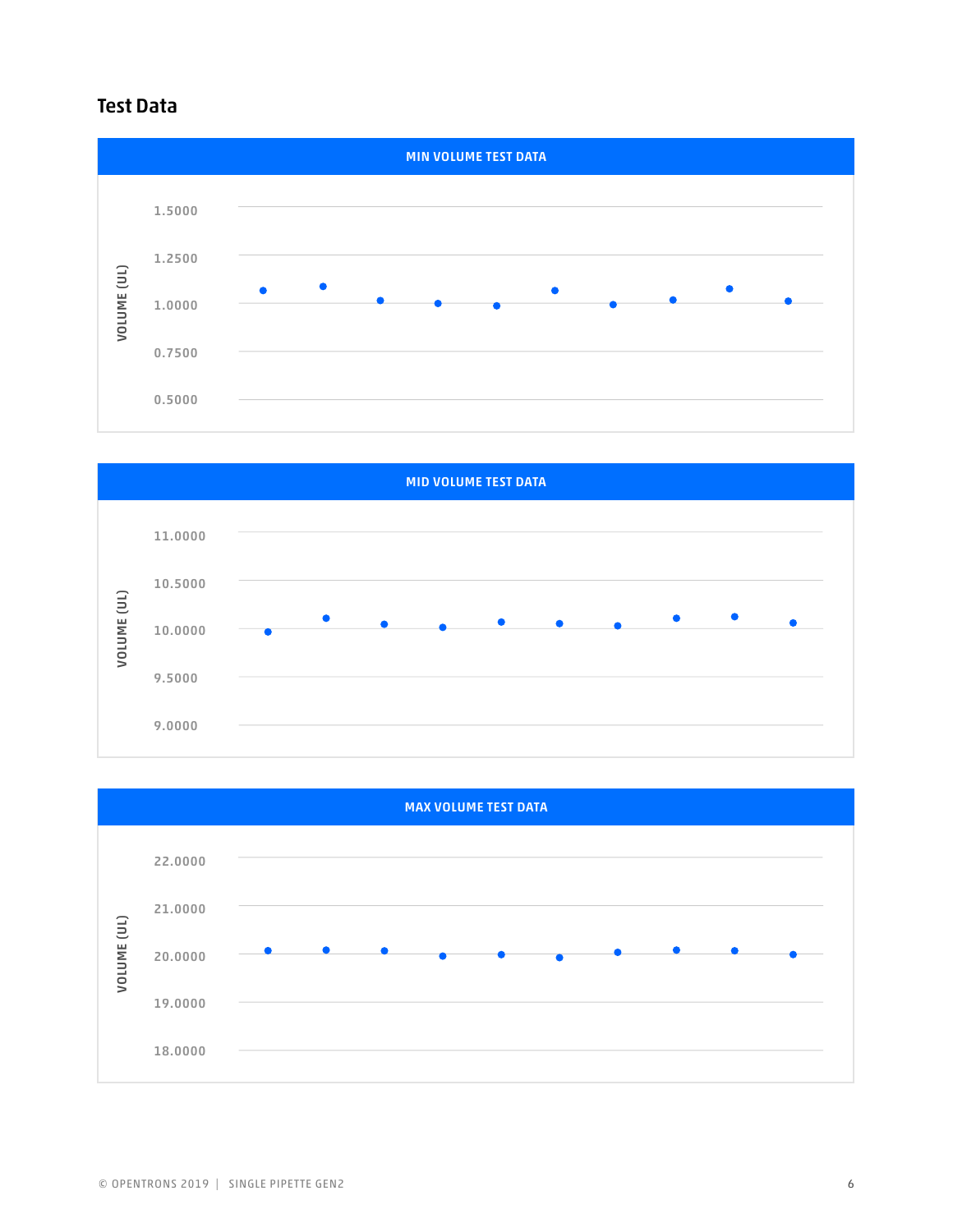## Test Data

**MIN VOLUME TEST DATA**

VOLUME (UL)

1.5000
1.2500
1.0000
0.7500
0.5000

**MID VOLUME TEST DATA**

VOLUME (UL)

11.0000
10.5000
10.0000
9.5000
9.0000

**MAX VOLUME TEST DATA**

VOLUME (UL)

22.0000
21.0000
20.0000
19.0000
18.0000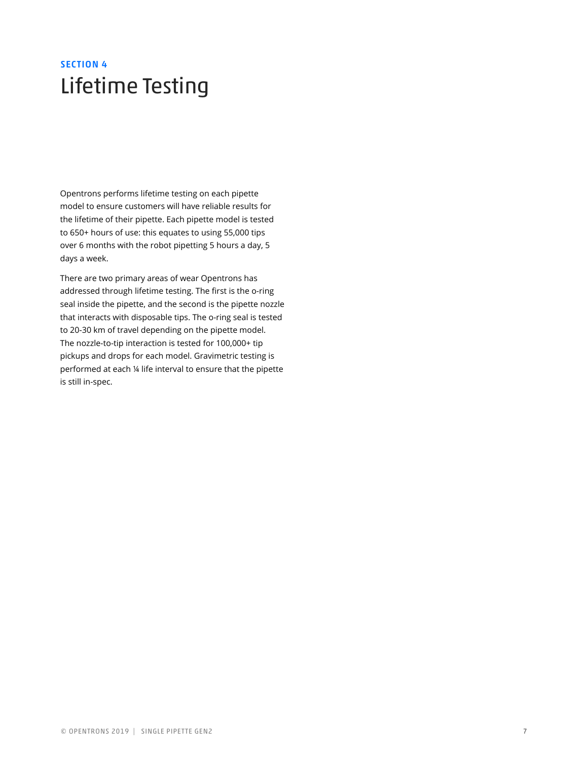**SECTION 4**

# Lifetime Testing

Opentrons performs lifetime testing on each pipette model to ensure customers will have reliable results for the lifetime of their pipette. Each pipette model is tested to 650+ hours of use: this equates to using 55,000 tips over 6 months with the robot pipetting 5 hours a day, 5 days a week.

There are two primary areas of wear Opentrons has addressed through lifetime testing. The first is the o-ring seal inside the pipette, and the second is the pipette nozzle that interacts with disposable tips. The o-ring seal is tested to 20-30 km of travel depending on the pipette model. The nozzle-to-tip interaction is tested for 100,000+ tip pickups and drops for each model. Gravimetric testing is performed at each ¼ life interval to ensure that the pipette is still in-spec.